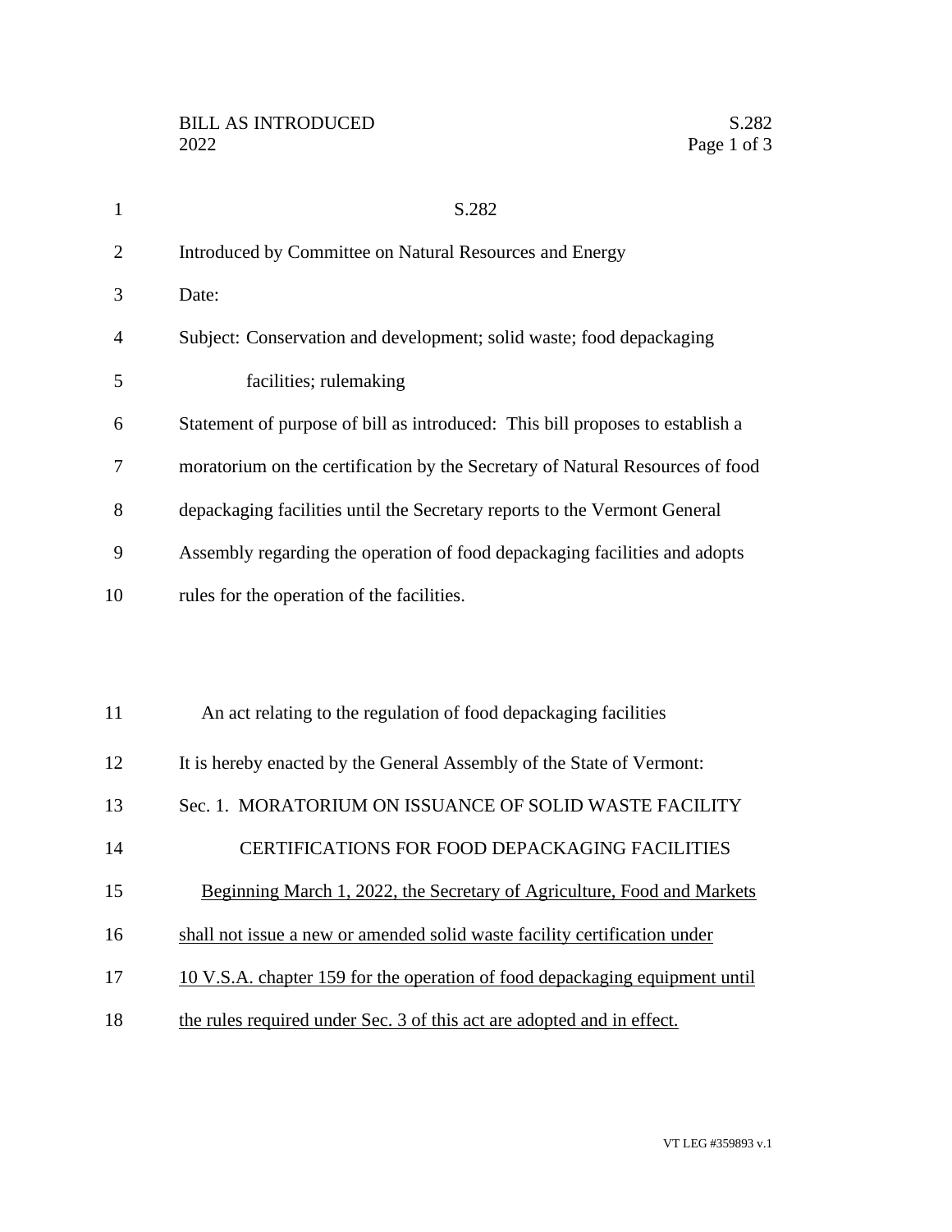S.282

Introduced by Committee on Natural Resources and Energy

Date:

Subject: Conservation and development; solid waste; food depackaging facilities; rulemaking

Statement of purpose of bill as introduced: This bill proposes to establish a moratorium on the certification by the Secretary of Natural Resources of food depackaging facilities until the Secretary reports to the Vermont General Assembly regarding the operation of food depackaging facilities and adopts rules for the operation of the facilities.

An act relating to the regulation of food depackaging facilities

It is hereby enacted by the General Assembly of the State of Vermont:

Sec. 1. MORATORIUM ON ISSUANCE OF SOLID WASTE FACILITY CERTIFICATIONS FOR FOOD DEPACKAGING FACILITIES

Beginning March 1, 2022, the Secretary of Agriculture, Food and Markets shall not issue a new or amended solid waste facility certification under 10 V.S.A. chapter 159 for the operation of food depackaging equipment until the rules required under Sec. 3 of this act are adopted and in effect.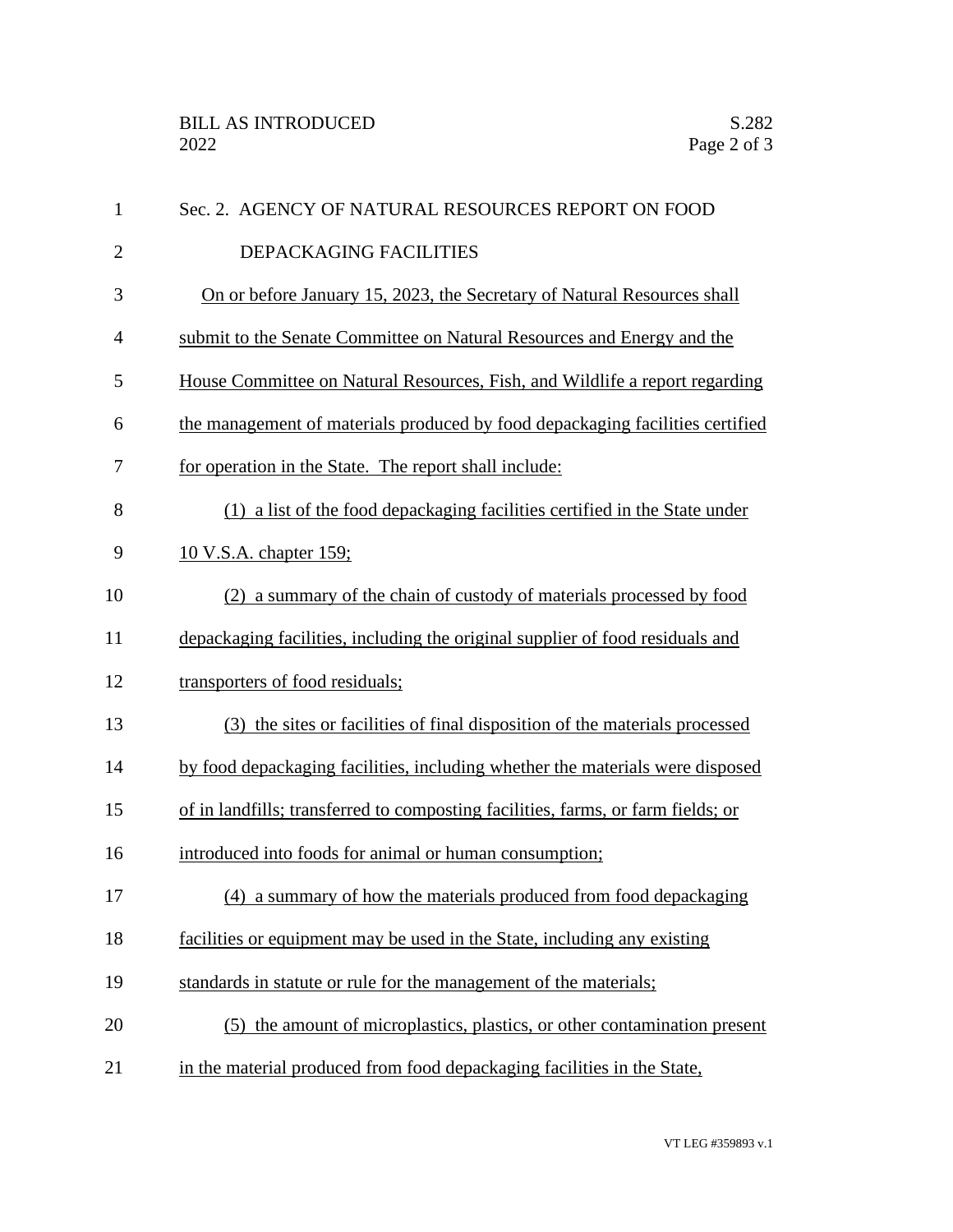Sec. 2. AGENCY OF NATURAL RESOURCES REPORT ON FOOD DEPACKAGING FACILITIES

On or before January 15, 2023, the Secretary of Natural Resources shall submit to the Senate Committee on Natural Resources and Energy and the House Committee on Natural Resources, Fish, and Wildlife a report regarding the management of materials produced by food depackaging facilities certified for operation in the State. The report shall include:

(1) a list of the food depackaging facilities certified in the State under 10 V.S.A. chapter 159;

(2) a summary of the chain of custody of materials processed by food depackaging facilities, including the original supplier of food residuals and transporters of food residuals;

(3) the sites or facilities of final disposition of the materials processed by food depackaging facilities, including whether the materials were disposed of in landfills; transferred to composting facilities, farms, or farm fields; or introduced into foods for animal or human consumption;

(4) a summary of how the materials produced from food depackaging facilities or equipment may be used in the State, including any existing standards in statute or rule for the management of the materials;

(5) the amount of microplastics, plastics, or other contamination present in the material produced from food depackaging facilities in the State,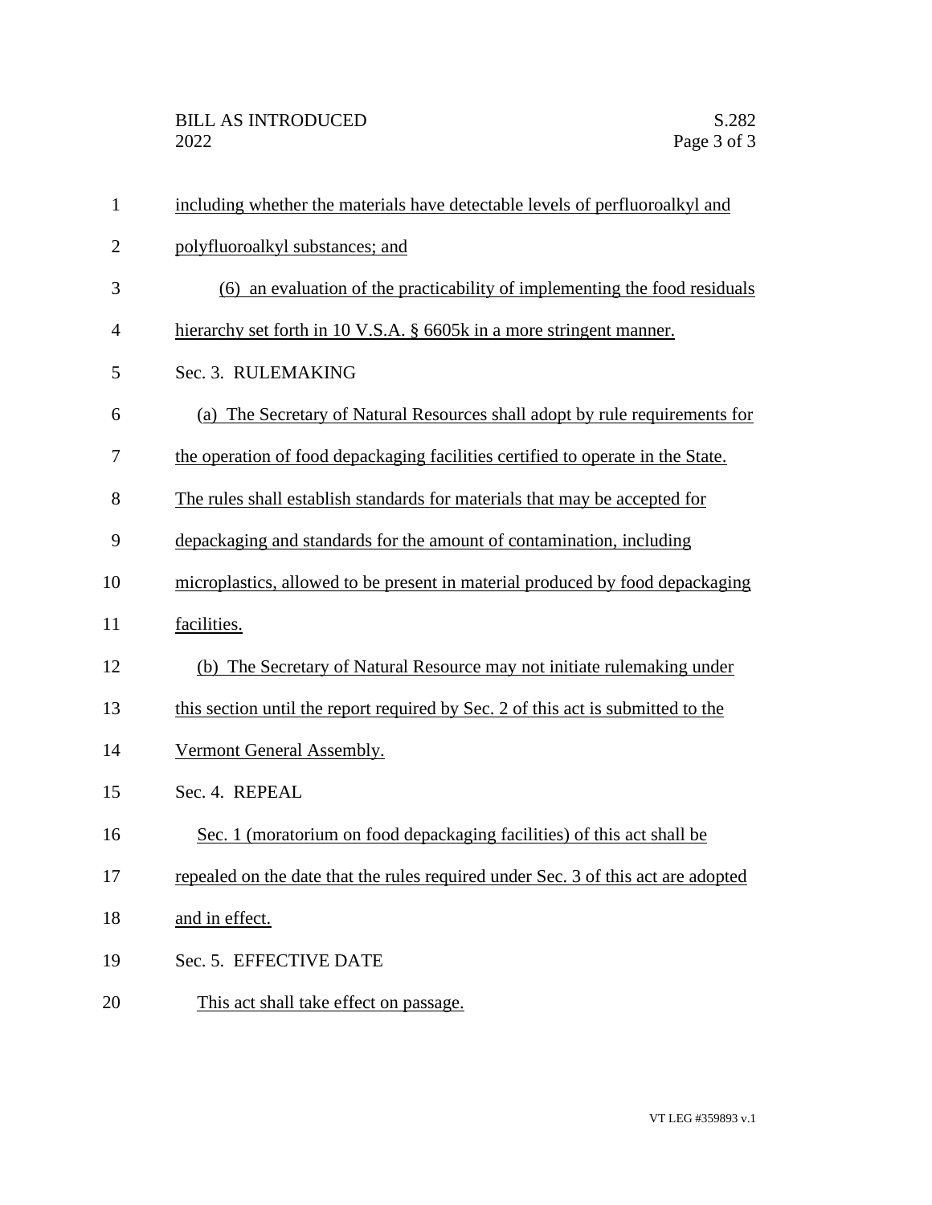including whether the materials have detectable levels of perfluoroalkyl and polyfluoroalkyl substances; and

(6) an evaluation of the practicability of implementing the food residuals hierarchy set forth in 10 V.S.A. § 6605k in a more stringent manner.

Sec. 3. RULEMAKING

(a) The Secretary of Natural Resources shall adopt by rule requirements for the operation of food depackaging facilities certified to operate in the State. The rules shall establish standards for materials that may be accepted for depackaging and standards for the amount of contamination, including microplastics, allowed to be present in material produced by food depackaging facilities.

(b) The Secretary of Natural Resource may not initiate rulemaking under this section until the report required by Sec. 2 of this act is submitted to the Vermont General Assembly.

Sec. 4. REPEAL

Sec. 1 (moratorium on food depackaging facilities) of this act shall be repealed on the date that the rules required under Sec. 3 of this act are adopted and in effect.

Sec. 5. EFFECTIVE DATE

This act shall take effect on passage.